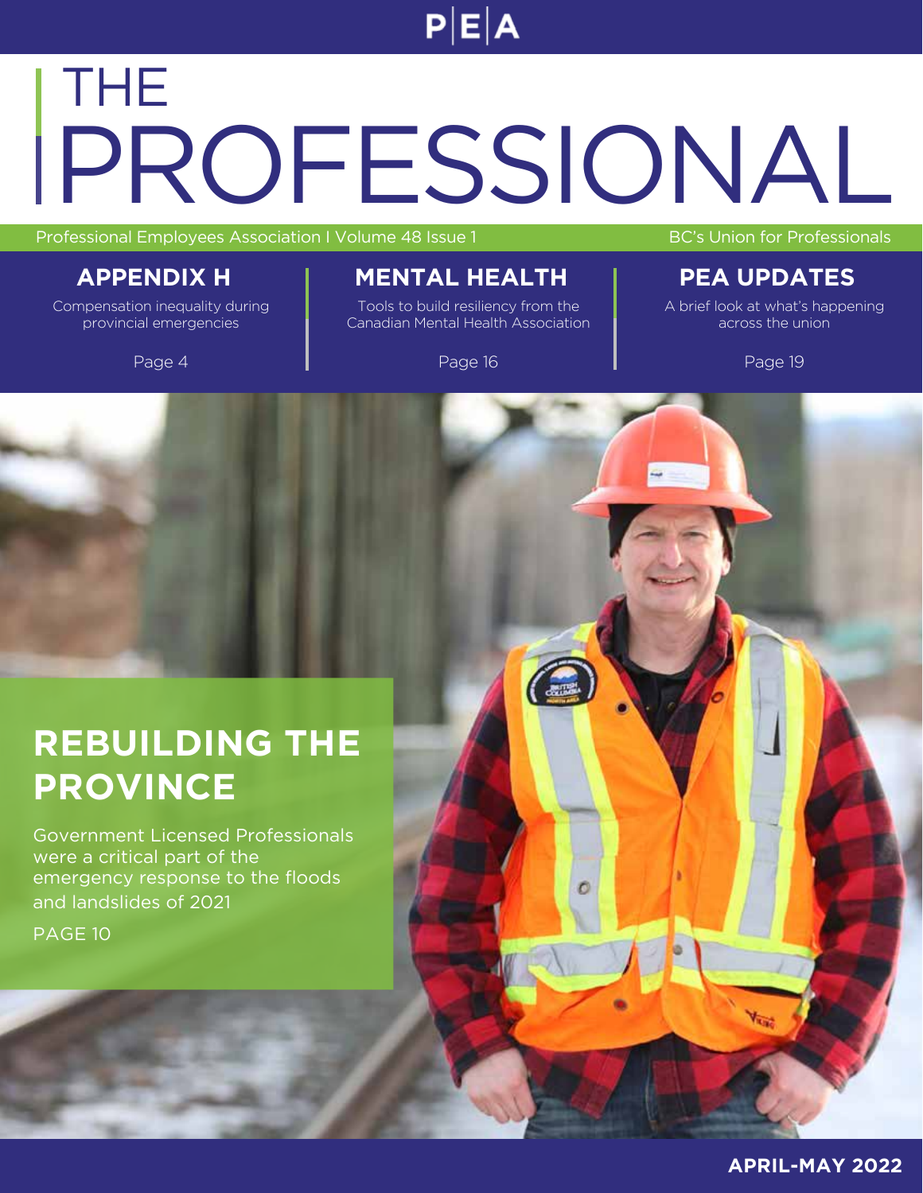PEA

# THE PROFESSIONAL

Professional Employees Association I Volume 48 Issue 1

BC's Union for Professionals

## APPENDIX H

Compensation inequality during provincial emergencies

Page 4

## MENTAL HEALTH

Tools to build resiliency from the Canadian Mental Health Association

Page 16

## PEA UPDATES

A brief look at what's happening across the union

Page 19

## REBUILDING THE PROVINCE

Government Licensed Professionals were a critical part of the emergency response to the floods and landslides of 2021

PAGE 10

APRIL-MAY 2022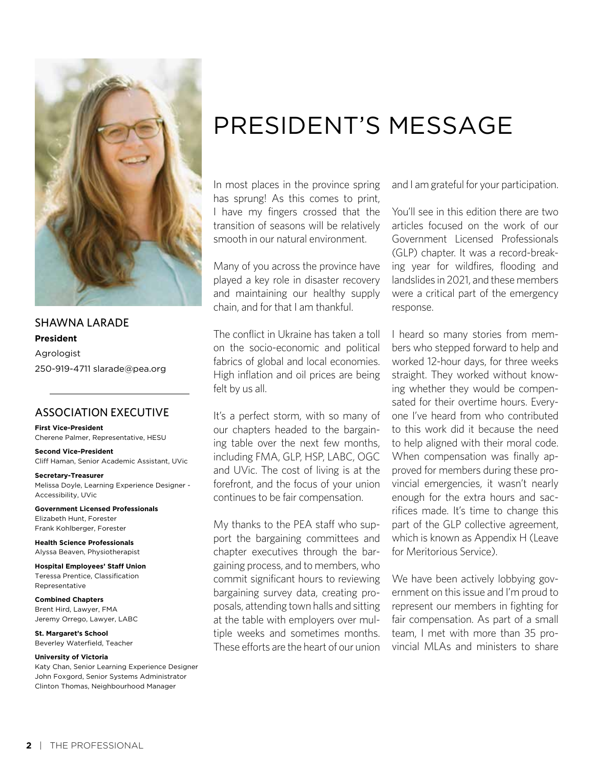# PRESIDENT'S MESSAGE

SHAWNA LARADE
**President**
Agrologist
250-919-4711 slarade@pea.org

## ASSOCIATION EXECUTIVE

**First Vice-President**
Cherene Palmer, Representative, HESU

**Second Vice-President**
Cliff Haman, Senior Academic Assistant, UVic

**Secretary-Treasurer**
Melissa Doyle, Learning Experience Designer - Accessibility, UVic

**Government Licensed Professionals**
Elizabeth Hunt, Forester
Frank Kohlberger, Forester

**Health Science Professionals**
Alyssa Beaven, Physiotherapist

**Hospital Employees' Staff Union**
Teressa Prentice, Classification Representative

**Combined Chapters**
Brent Hird, Lawyer, FMA
Jeremy Orrego, Lawyer, LABC

**St. Margaret's School**
Beverley Waterfield, Teacher

**University of Victoria**
Katy Chan, Senior Learning Experience Designer
John Foxgord, Senior Systems Administrator
Clinton Thomas, Neighbourhood Manager

In most places in the province spring has sprung! As this comes to print, I have my fingers crossed that the transition of seasons will be relatively smooth in our natural environment.

Many of you across the province have played a key role in disaster recovery and maintaining our healthy supply chain, and for that I am thankful.

The conflict in Ukraine has taken a toll on the socio-economic and political fabrics of global and local economies. High inflation and oil prices are being felt by us all.

It's a perfect storm, with so many of our chapters headed to the bargaining table over the next few months, including FMA, GLP, HSP, LABC, OGC and UVic. The cost of living is at the forefront, and the focus of your union continues to be fair compensation.

My thanks to the PEA staff who support the bargaining committees and chapter executives through the bargaining process, and to members, who commit significant hours to reviewing bargaining survey data, creating proposals, attending town halls and sitting at the table with employers over multiple weeks and sometimes months. These efforts are the heart of our union and I am grateful for your participation.

You'll see in this edition there are two articles focused on the work of our Government Licensed Professionals (GLP) chapter. It was a record-breaking year for wildfires, flooding and landslides in 2021, and these members were a critical part of the emergency response.

I heard so many stories from members who stepped forward to help and worked 12-hour days, for three weeks straight. They worked without knowing whether they would be compensated for their overtime hours. Everyone I've heard from who contributed to this work did it because the need to help aligned with their moral code. When compensation was finally approved for members during these provincial emergencies, it wasn't nearly enough for the extra hours and sacrifices made. It's time to change this part of the GLP collective agreement, which is known as Appendix H (Leave for Meritorious Service).

We have been actively lobbying government on this issue and I'm proud to represent our members in fighting for fair compensation. As part of a small team, I met with more than 35 provincial MLAs and ministers to share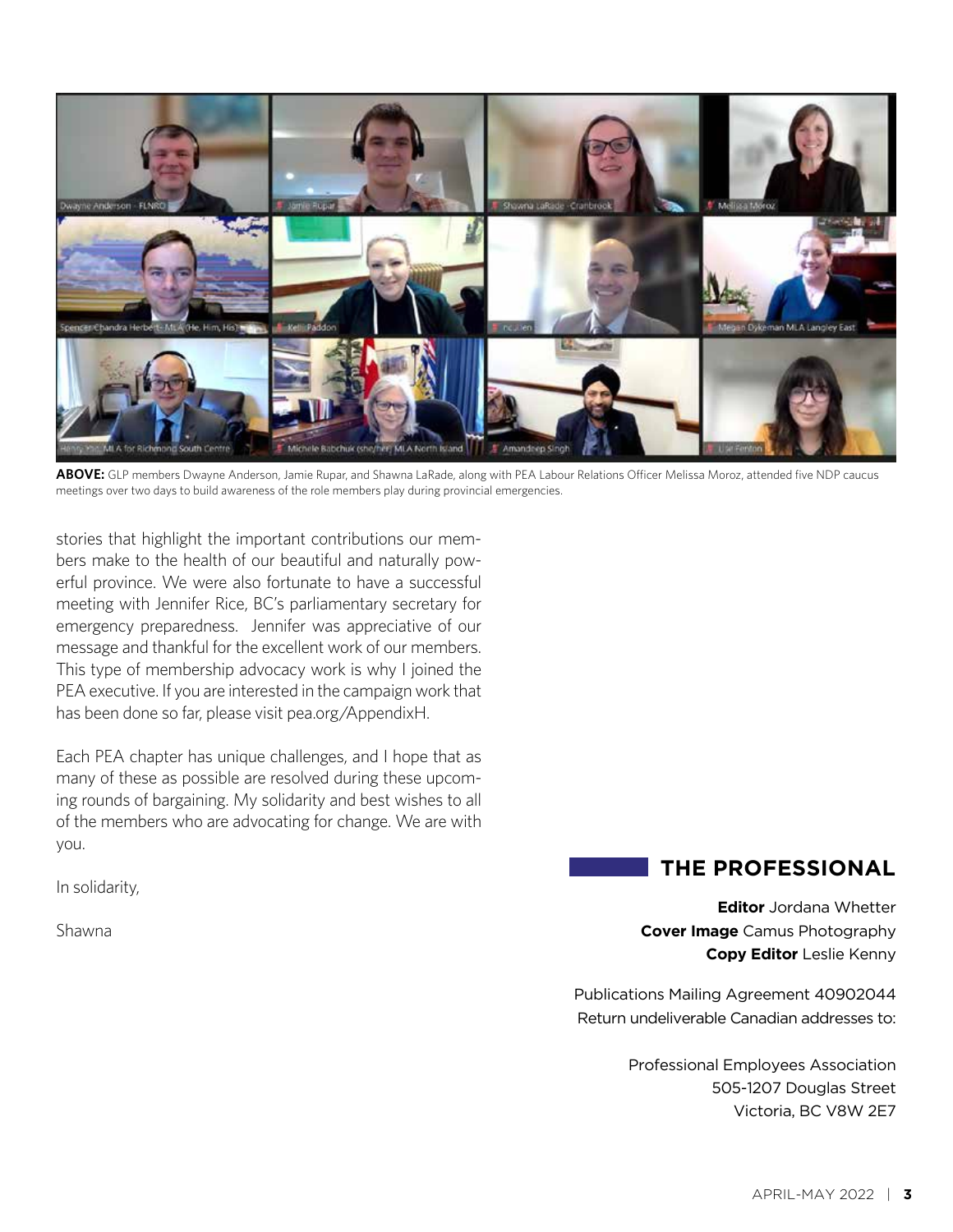**ABOVE:** GLP members Dwayne Anderson, Jamie Rupar, and Shawna LaRade, along with PEA Labour Relations Officer Melissa Moroz, attended five NDP caucus meetings over two days to build awareness of the role members play during provincial emergencies.

stories that highlight the important contributions our members make to the health of our beautiful and naturally powerful province. We were also fortunate to have a successful meeting with Jennifer Rice, BC's parliamentary secretary for emergency preparedness. Jennifer was appreciative of our message and thankful for the excellent work of our members. This type of membership advocacy work is why I joined the PEA executive. If you are interested in the campaign work that has been done so far, please visit pea.org/AppendixH.

Each PEA chapter has unique challenges, and I hope that as many of these as possible are resolved during these upcoming rounds of bargaining. My solidarity and best wishes to all of the members who are advocating for change. We are with you.

In solidarity,

Shawna

## THE PROFESSIONAL

**Editor** Jordana Whetter
**Cover Image** Camus Photography
**Copy Editor** Leslie Kenny

Publications Mailing Agreement 40902044
Return undeliverable Canadian addresses to:

Professional Employees Association
505-1207 Douglas Street
Victoria, BC V8W 2E7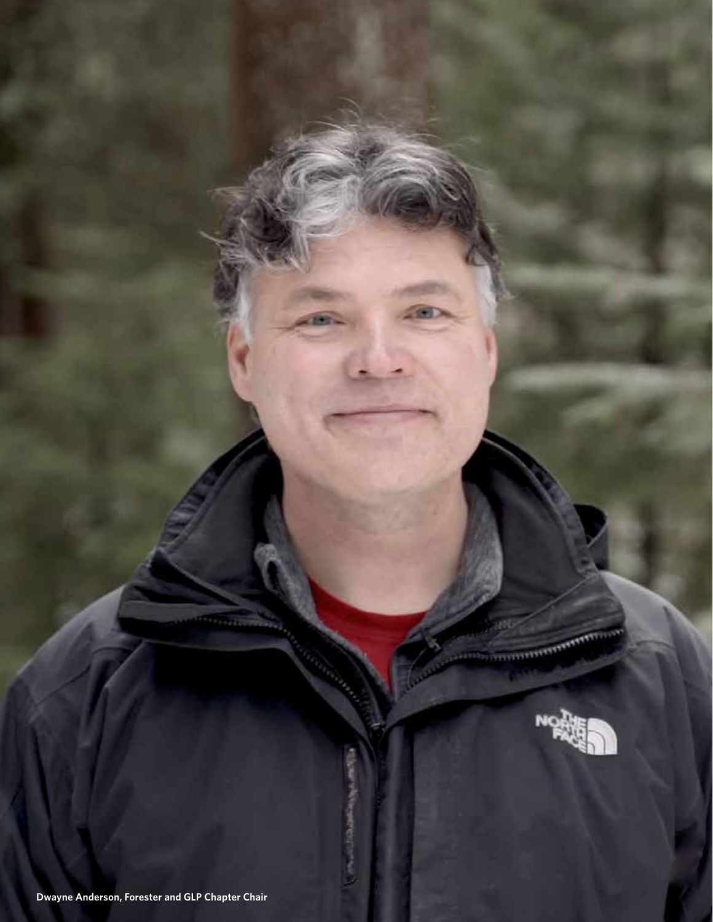Dwayne Anderson, Forester and GLP Chapter Chair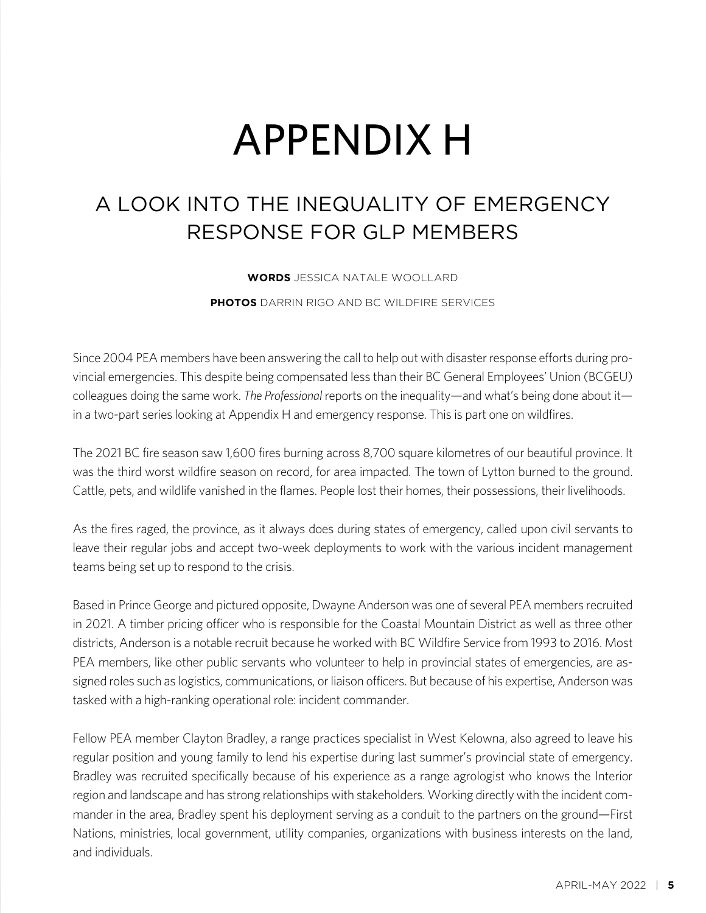# APPENDIX H

## A LOOK INTO THE INEQUALITY OF EMERGENCY RESPONSE FOR GLP MEMBERS

**WORDS** JESSICA NATALE WOOLLARD

**PHOTOS** DARRIN RIGO AND BC WILDFIRE SERVICES

Since 2004 PEA members have been answering the call to help out with disaster response efforts during provincial emergencies. This despite being compensated less than their BC General Employees' Union (BCGEU) colleagues doing the same work. *The Professional* reports on the inequality—and what's being done about it—in a two-part series looking at Appendix H and emergency response. This is part one on wildfires.

The 2021 BC fire season saw 1,600 fires burning across 8,700 square kilometres of our beautiful province. It was the third worst wildfire season on record, for area impacted. The town of Lytton burned to the ground. Cattle, pets, and wildlife vanished in the flames. People lost their homes, their possessions, their livelihoods.

As the fires raged, the province, as it always does during states of emergency, called upon civil servants to leave their regular jobs and accept two-week deployments to work with the various incident management teams being set up to respond to the crisis.

Based in Prince George and pictured opposite, Dwayne Anderson was one of several PEA members recruited in 2021. A timber pricing officer who is responsible for the Coastal Mountain District as well as three other districts, Anderson is a notable recruit because he worked with BC Wildfire Service from 1993 to 2016. Most PEA members, like other public servants who volunteer to help in provincial states of emergencies, are assigned roles such as logistics, communications, or liaison officers. But because of his expertise, Anderson was tasked with a high-ranking operational role: incident commander.

Fellow PEA member Clayton Bradley, a range practices specialist in West Kelowna, also agreed to leave his regular position and young family to lend his expertise during last summer's provincial state of emergency. Bradley was recruited specifically because of his experience as a range agrologist who knows the Interior region and landscape and has strong relationships with stakeholders. Working directly with the incident commander in the area, Bradley spent his deployment serving as a conduit to the partners on the ground—First Nations, ministries, local government, utility companies, organizations with business interests on the land, and individuals.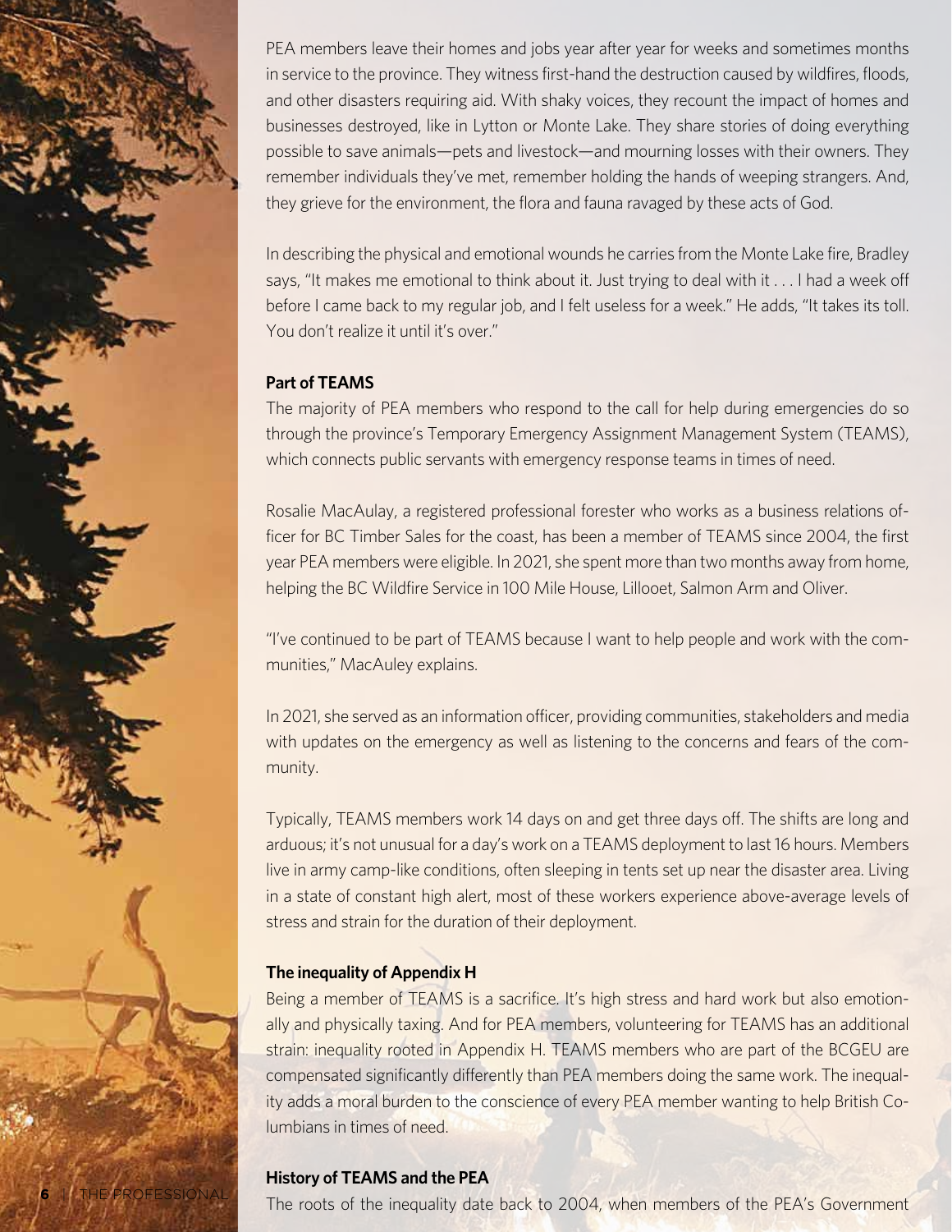PEA members leave their homes and jobs year after year for weeks and sometimes months in service to the province. They witness first-hand the destruction caused by wildfires, floods, and other disasters requiring aid. With shaky voices, they recount the impact of homes and businesses destroyed, like in Lytton or Monte Lake. They share stories of doing everything possible to save animals—pets and livestock—and mourning losses with their owners. They remember individuals they've met, remember holding the hands of weeping strangers. And, they grieve for the environment, the flora and fauna ravaged by these acts of God.

In describing the physical and emotional wounds he carries from the Monte Lake fire, Bradley says, "It makes me emotional to think about it. Just trying to deal with it . . . I had a week off before I came back to my regular job, and I felt useless for a week." He adds, "It takes its toll. You don't realize it until it's over."

**Part of TEAMS**

The majority of PEA members who respond to the call for help during emergencies do so through the province's Temporary Emergency Assignment Management System (TEAMS), which connects public servants with emergency response teams in times of need.

Rosalie MacAulay, a registered professional forester who works as a business relations officer for BC Timber Sales for the coast, has been a member of TEAMS since 2004, the first year PEA members were eligible. In 2021, she spent more than two months away from home, helping the BC Wildfire Service in 100 Mile House, Lillooet, Salmon Arm and Oliver.

"I've continued to be part of TEAMS because I want to help people and work with the communities," MacAuley explains.

In 2021, she served as an information officer, providing communities, stakeholders and media with updates on the emergency as well as listening to the concerns and fears of the community.

Typically, TEAMS members work 14 days on and get three days off. The shifts are long and arduous; it's not unusual for a day's work on a TEAMS deployment to last 16 hours. Members live in army camp-like conditions, often sleeping in tents set up near the disaster area. Living in a state of constant high alert, most of these workers experience above-average levels of stress and strain for the duration of their deployment.

**The inequality of Appendix H**

Being a member of TEAMS is a sacrifice. It's high stress and hard work but also emotionally and physically taxing. And for PEA members, volunteering for TEAMS has an additional strain: inequality rooted in Appendix H. TEAMS members who are part of the BCGEU are compensated significantly differently than PEA members doing the same work. The inequality adds a moral burden to the conscience of every PEA member wanting to help British Columbians in times of need.

**History of TEAMS and the PEA**

The roots of the inequality date back to 2004, when members of the PEA's Government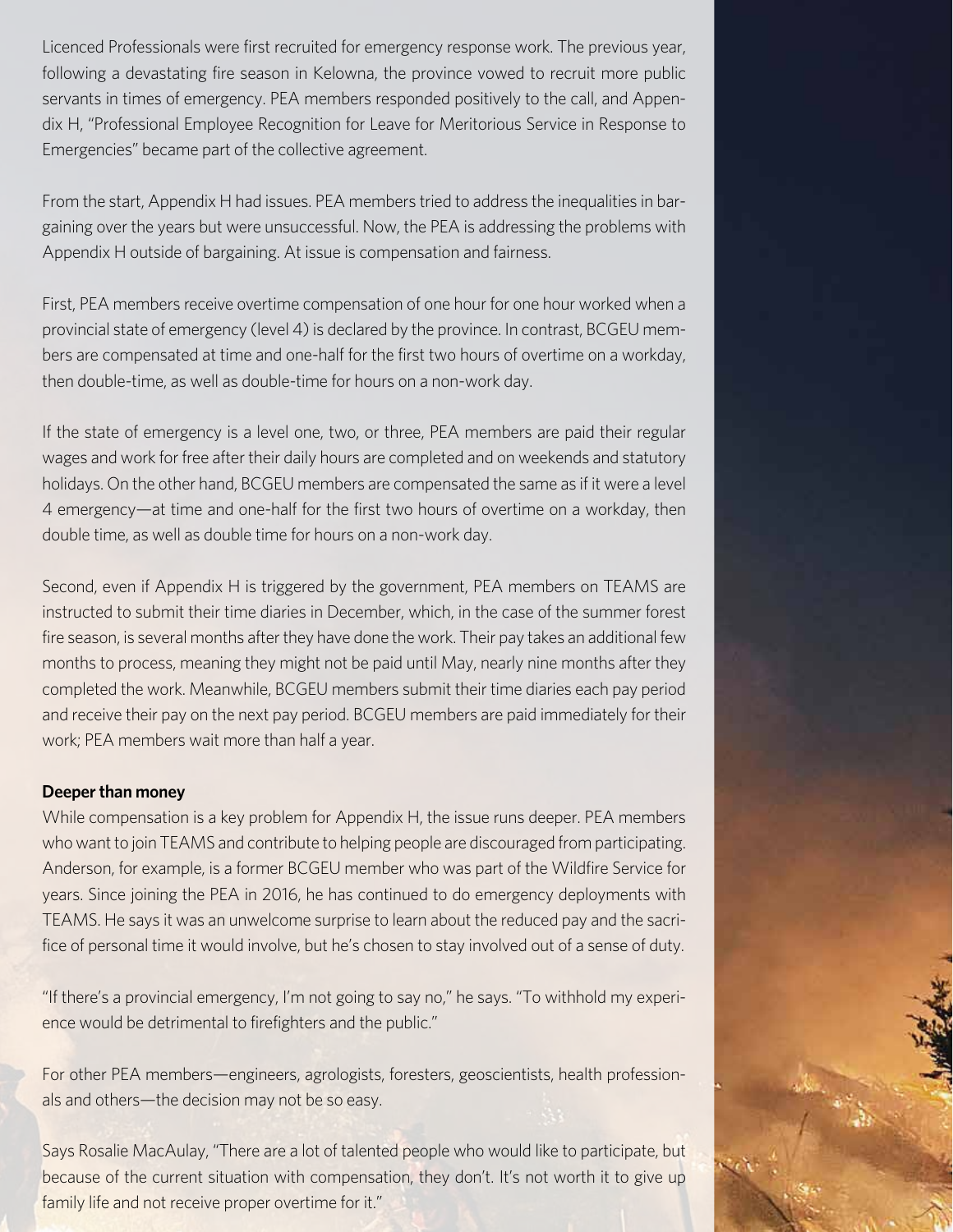Licenced Professionals were first recruited for emergency response work. The previous year, following a devastating fire season in Kelowna, the province vowed to recruit more public servants in times of emergency. PEA members responded positively to the call, and Appendix H, "Professional Employee Recognition for Leave for Meritorious Service in Response to Emergencies" became part of the collective agreement.

From the start, Appendix H had issues. PEA members tried to address the inequalities in bargaining over the years but were unsuccessful. Now, the PEA is addressing the problems with Appendix H outside of bargaining. At issue is compensation and fairness.

First, PEA members receive overtime compensation of one hour for one hour worked when a provincial state of emergency (level 4) is declared by the province. In contrast, BCGEU members are compensated at time and one-half for the first two hours of overtime on a workday, then double-time, as well as double-time for hours on a non-work day.

If the state of emergency is a level one, two, or three, PEA members are paid their regular wages and work for free after their daily hours are completed and on weekends and statutory holidays. On the other hand, BCGEU members are compensated the same as if it were a level 4 emergency—at time and one-half for the first two hours of overtime on a workday, then double time, as well as double time for hours on a non-work day.

Second, even if Appendix H is triggered by the government, PEA members on TEAMS are instructed to submit their time diaries in December, which, in the case of the summer forest fire season, is several months after they have done the work. Their pay takes an additional few months to process, meaning they might not be paid until May, nearly nine months after they completed the work. Meanwhile, BCGEU members submit their time diaries each pay period and receive their pay on the next pay period. BCGEU members are paid immediately for their work; PEA members wait more than half a year.

**Deeper than money**

While compensation is a key problem for Appendix H, the issue runs deeper. PEA members who want to join TEAMS and contribute to helping people are discouraged from participating. Anderson, for example, is a former BCGEU member who was part of the Wildfire Service for years. Since joining the PEA in 2016, he has continued to do emergency deployments with TEAMS. He says it was an unwelcome surprise to learn about the reduced pay and the sacrifice of personal time it would involve, but he's chosen to stay involved out of a sense of duty.

"If there's a provincial emergency, I'm not going to say no," he says. "To withhold my experience would be detrimental to firefighters and the public."

For other PEA members—engineers, agrologists, foresters, geoscientists, health professionals and others—the decision may not be so easy.

Says Rosalie MacAulay, "There are a lot of talented people who would like to participate, but because of the current situation with compensation, they don't. It's not worth it to give up family life and not receive proper overtime for it."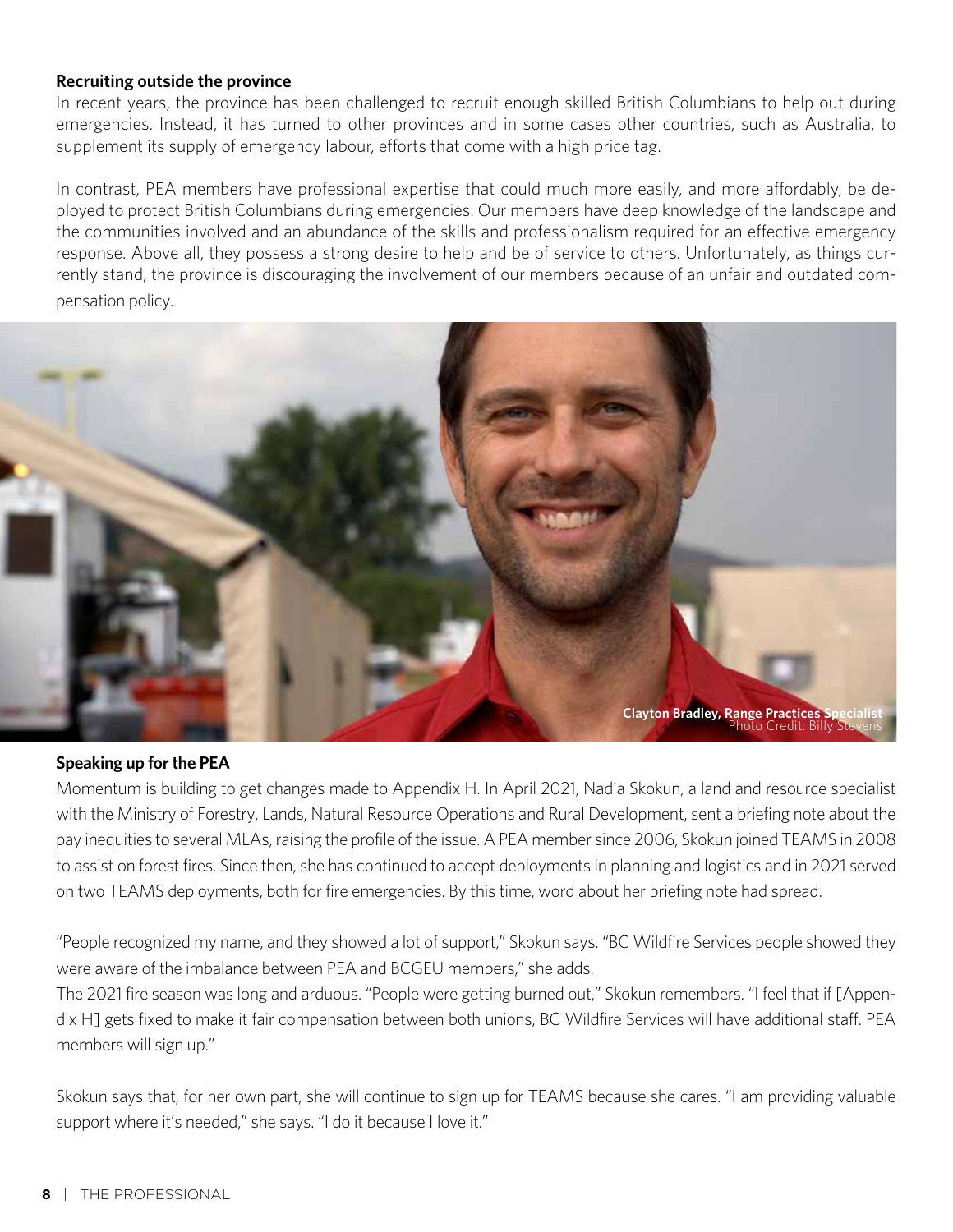**Recruiting outside the province**

In recent years, the province has been challenged to recruit enough skilled British Columbians to help out during emergencies. Instead, it has turned to other provinces and in some cases other countries, such as Australia, to supplement its supply of emergency labour, efforts that come with a high price tag.

In contrast, PEA members have professional expertise that could much more easily, and more affordably, be deployed to protect British Columbians during emergencies. Our members have deep knowledge of the landscape and the communities involved and an abundance of the skills and professionalism required for an effective emergency response. Above all, they possess a strong desire to help and be of service to others. Unfortunately, as things currently stand, the province is discouraging the involvement of our members because of an unfair and outdated compensation policy.

**Clayton Bradley, Range Practices Specialist**
Photo Credit: Billy Stevens

**Speaking up for the PEA**

Momentum is building to get changes made to Appendix H. In April 2021, Nadia Skokun, a land and resource specialist with the Ministry of Forestry, Lands, Natural Resource Operations and Rural Development, sent a briefing note about the pay inequities to several MLAs, raising the profile of the issue. A PEA member since 2006, Skokun joined TEAMS in 2008 to assist on forest fires. Since then, she has continued to accept deployments in planning and logistics and in 2021 served on two TEAMS deployments, both for fire emergencies. By this time, word about her briefing note had spread.

"People recognized my name, and they showed a lot of support," Skokun says. "BC Wildfire Services people showed they were aware of the imbalance between PEA and BCGEU members," she adds.

The 2021 fire season was long and arduous. "People were getting burned out," Skokun remembers. "I feel that if [Appendix H] gets fixed to make it fair compensation between both unions, BC Wildfire Services will have additional staff. PEA members will sign up."

Skokun says that, for her own part, she will continue to sign up for TEAMS because she cares. "I am providing valuable support where it's needed," she says. "I do it because I love it."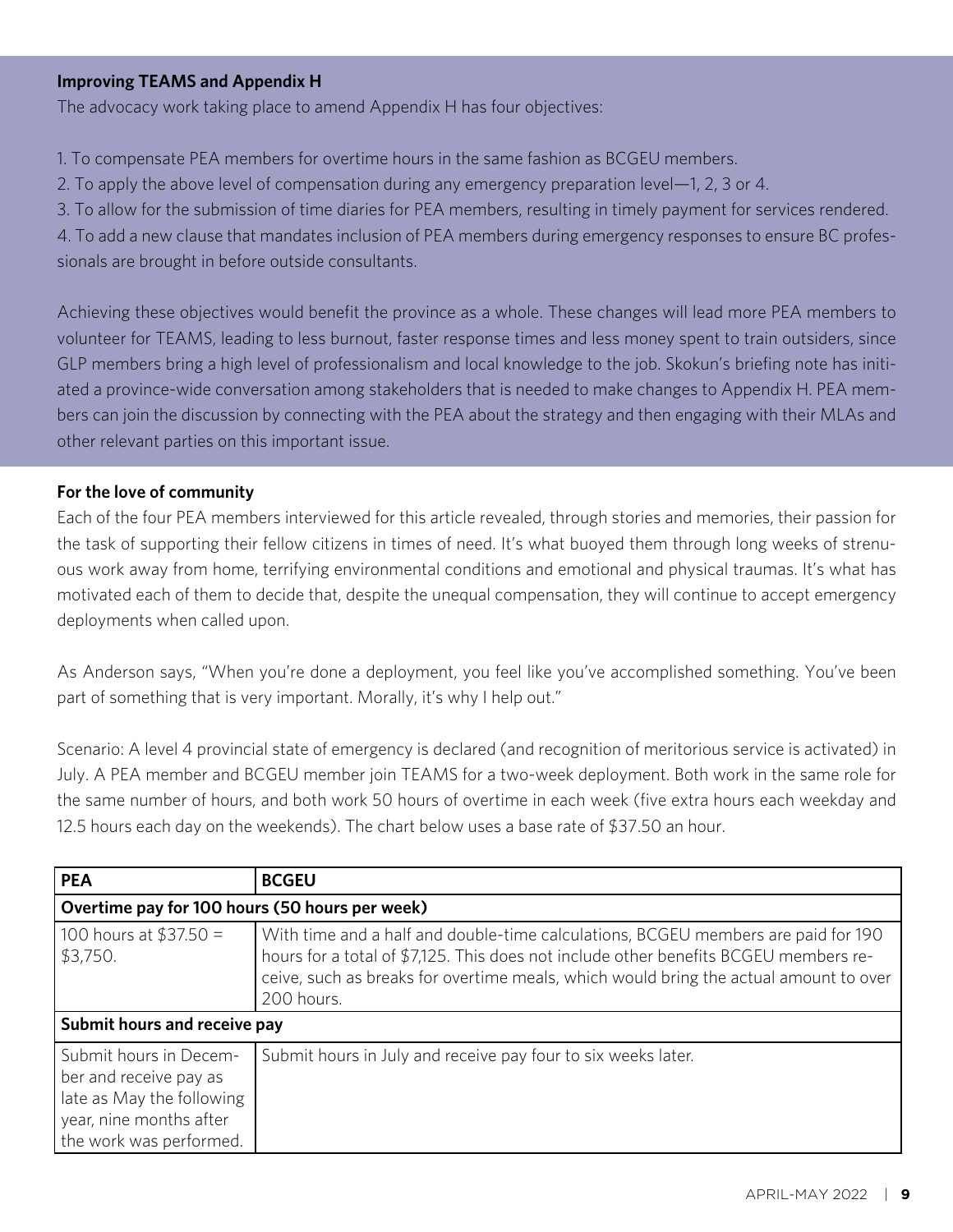**Improving TEAMS and Appendix H**

The advocacy work taking place to amend Appendix H has four objectives:

1. To compensate PEA members for overtime hours in the same fashion as BCGEU members.
2. To apply the above level of compensation during any emergency preparation level—1, 2, 3 or 4.
3. To allow for the submission of time diaries for PEA members, resulting in timely payment for services rendered.
4. To add a new clause that mandates inclusion of PEA members during emergency responses to ensure BC professionals are brought in before outside consultants.

Achieving these objectives would benefit the province as a whole. These changes will lead more PEA members to volunteer for TEAMS, leading to less burnout, faster response times and less money spent to train outsiders, since GLP members bring a high level of professionalism and local knowledge to the job. Skokun's briefing note has initiated a province-wide conversation among stakeholders that is needed to make changes to Appendix H. PEA members can join the discussion by connecting with the PEA about the strategy and then engaging with their MLAs and other relevant parties on this important issue.

**For the love of community**

Each of the four PEA members interviewed for this article revealed, through stories and memories, their passion for the task of supporting their fellow citizens in times of need. It's what buoyed them through long weeks of strenuous work away from home, terrifying environmental conditions and emotional and physical traumas. It's what has motivated each of them to decide that, despite the unequal compensation, they will continue to accept emergency deployments when called upon.

As Anderson says, "When you're done a deployment, you feel like you've accomplished something. You've been part of something that is very important. Morally, it's why I help out."

Scenario: A level 4 provincial state of emergency is declared (and recognition of meritorious service is activated) in July. A PEA member and BCGEU member join TEAMS for a two-week deployment. Both work in the same role for the same number of hours, and both work 50 hours of overtime in each week (five extra hours each weekday and 12.5 hours each day on the weekends). The chart below uses a base rate of $37.50 an hour.

| PEA | BCGEU |
|---|---|
| **Overtime pay for 100 hours (50 hours per week)** | |
| 100 hours at $37.50 = $3,750. | With time and a half and double-time calculations, BCGEU members are paid for 190 hours for a total of $7,125. This does not include other benefits BCGEU members receive, such as breaks for overtime meals, which would bring the actual amount to over 200 hours. |
| **Submit hours and receive pay** | |
| Submit hours in December and receive pay as late as May the following year, nine months after the work was performed. | Submit hours in July and receive pay four to six weeks later. |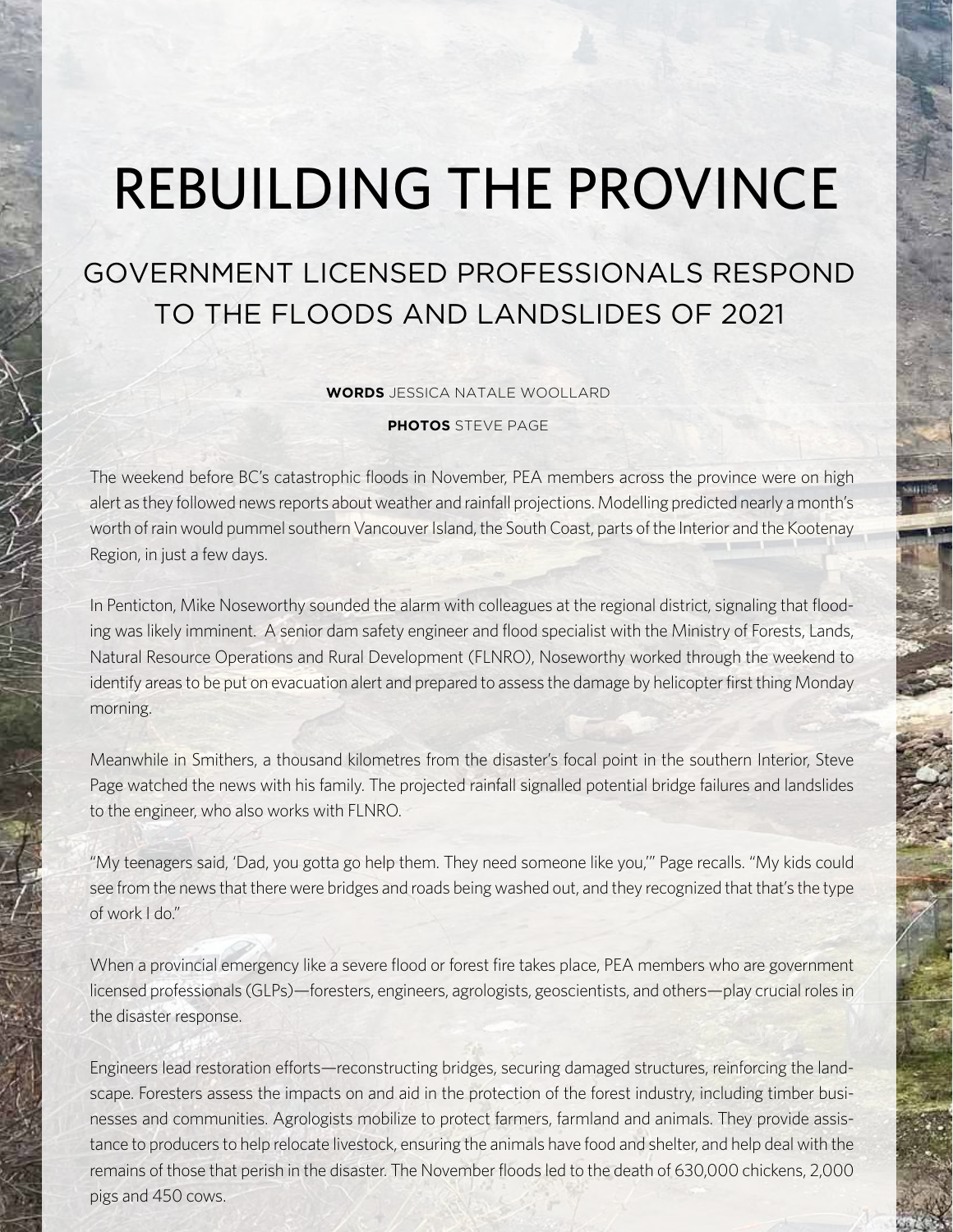# REBUILDING THE PROVINCE

## GOVERNMENT LICENSED PROFESSIONALS RESPOND TO THE FLOODS AND LANDSLIDES OF 2021

**WORDS** JESSICA NATALE WOOLLARD

**PHOTOS** STEVE PAGE

The weekend before BC's catastrophic floods in November, PEA members across the province were on high alert as they followed news reports about weather and rainfall projections. Modelling predicted nearly a month's worth of rain would pummel southern Vancouver Island, the South Coast, parts of the Interior and the Kootenay Region, in just a few days.

In Penticton, Mike Noseworthy sounded the alarm with colleagues at the regional district, signaling that flooding was likely imminent. A senior dam safety engineer and flood specialist with the Ministry of Forests, Lands, Natural Resource Operations and Rural Development (FLNRO), Noseworthy worked through the weekend to identify areas to be put on evacuation alert and prepared to assess the damage by helicopter first thing Monday morning.

Meanwhile in Smithers, a thousand kilometres from the disaster's focal point in the southern Interior, Steve Page watched the news with his family. The projected rainfall signalled potential bridge failures and landslides to the engineer, who also works with FLNRO.

"My teenagers said, 'Dad, you gotta go help them. They need someone like you,'" Page recalls. "My kids could see from the news that there were bridges and roads being washed out, and they recognized that that's the type of work I do."

When a provincial emergency like a severe flood or forest fire takes place, PEA members who are government licensed professionals (GLPs)—foresters, engineers, agrologists, geoscientists, and others—play crucial roles in the disaster response.

Engineers lead restoration efforts—reconstructing bridges, securing damaged structures, reinforcing the landscape. Foresters assess the impacts on and aid in the protection of the forest industry, including timber businesses and communities. Agrologists mobilize to protect farmers, farmland and animals. They provide assistance to producers to help relocate livestock, ensuring the animals have food and shelter, and help deal with the remains of those that perish in the disaster. The November floods led to the death of 630,000 chickens, 2,000 pigs and 450 cows.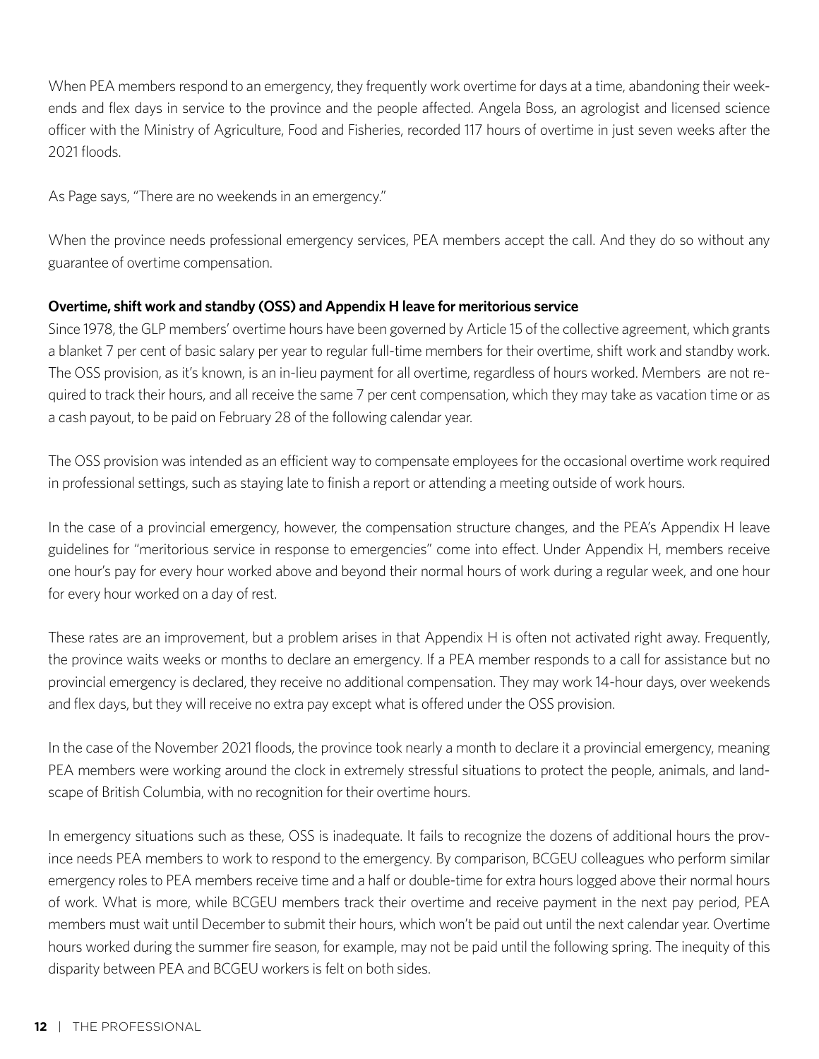When PEA members respond to an emergency, they frequently work overtime for days at a time, abandoning their weekends and flex days in service to the province and the people affected. Angela Boss, an agrologist and licensed science officer with the Ministry of Agriculture, Food and Fisheries, recorded 117 hours of overtime in just seven weeks after the 2021 floods.

As Page says, "There are no weekends in an emergency."

When the province needs professional emergency services, PEA members accept the call. And they do so without any guarantee of overtime compensation.

**Overtime, shift work and standby (OSS) and Appendix H leave for meritorious service**

Since 1978, the GLP members' overtime hours have been governed by Article 15 of the collective agreement, which grants a blanket 7 per cent of basic salary per year to regular full-time members for their overtime, shift work and standby work. The OSS provision, as it's known, is an in-lieu payment for all overtime, regardless of hours worked. Members are not required to track their hours, and all receive the same 7 per cent compensation, which they may take as vacation time or as a cash payout, to be paid on February 28 of the following calendar year.

The OSS provision was intended as an efficient way to compensate employees for the occasional overtime work required in professional settings, such as staying late to finish a report or attending a meeting outside of work hours.

In the case of a provincial emergency, however, the compensation structure changes, and the PEA's Appendix H leave guidelines for "meritorious service in response to emergencies" come into effect. Under Appendix H, members receive one hour's pay for every hour worked above and beyond their normal hours of work during a regular week, and one hour for every hour worked on a day of rest.

These rates are an improvement, but a problem arises in that Appendix H is often not activated right away. Frequently, the province waits weeks or months to declare an emergency. If a PEA member responds to a call for assistance but no provincial emergency is declared, they receive no additional compensation. They may work 14-hour days, over weekends and flex days, but they will receive no extra pay except what is offered under the OSS provision.

In the case of the November 2021 floods, the province took nearly a month to declare it a provincial emergency, meaning PEA members were working around the clock in extremely stressful situations to protect the people, animals, and landscape of British Columbia, with no recognition for their overtime hours.

In emergency situations such as these, OSS is inadequate. It fails to recognize the dozens of additional hours the province needs PEA members to work to respond to the emergency. By comparison, BCGEU colleagues who perform similar emergency roles to PEA members receive time and a half or double-time for extra hours logged above their normal hours of work. What is more, while BCGEU members track their overtime and receive payment in the next pay period, PEA members must wait until December to submit their hours, which won't be paid out until the next calendar year. Overtime hours worked during the summer fire season, for example, may not be paid until the following spring. The inequity of this disparity between PEA and BCGEU workers is felt on both sides.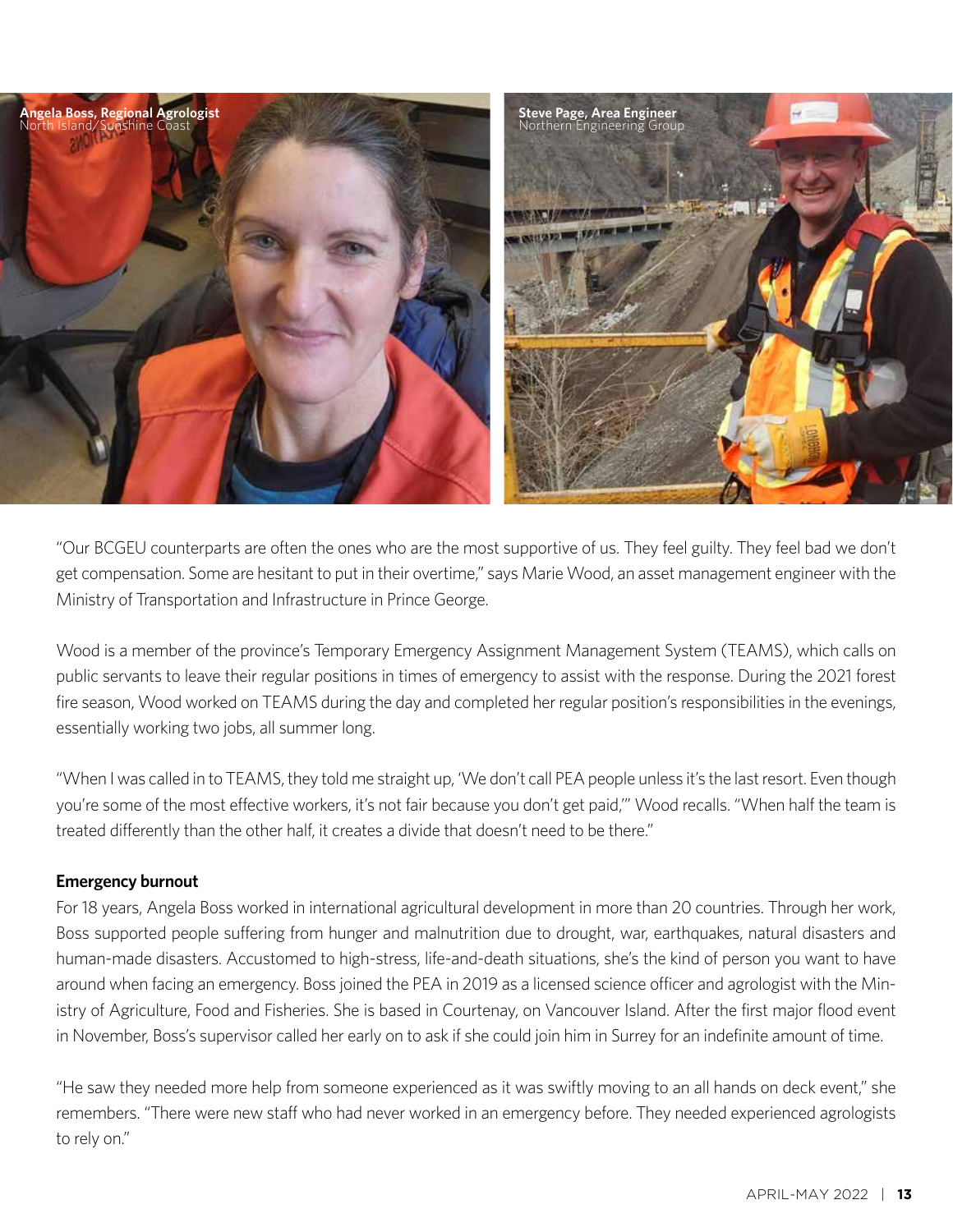Angela Boss, Regional Agrologist
North Island/Sunshine Coast

Steve Page, Area Engineer
Northern Engineering Group

"Our BCGEU counterparts are often the ones who are the most supportive of us. They feel guilty. They feel bad we don't get compensation. Some are hesitant to put in their overtime," says Marie Wood, an asset management engineer with the Ministry of Transportation and Infrastructure in Prince George.

Wood is a member of the province's Temporary Emergency Assignment Management System (TEAMS), which calls on public servants to leave their regular positions in times of emergency to assist with the response. During the 2021 forest fire season, Wood worked on TEAMS during the day and completed her regular position's responsibilities in the evenings, essentially working two jobs, all summer long.

"When I was called in to TEAMS, they told me straight up, 'We don't call PEA people unless it's the last resort. Even though you're some of the most effective workers, it's not fair because you don't get paid,'" Wood recalls. "When half the team is treated differently than the other half, it creates a divide that doesn't need to be there."

**Emergency burnout**

For 18 years, Angela Boss worked in international agricultural development in more than 20 countries. Through her work, Boss supported people suffering from hunger and malnutrition due to drought, war, earthquakes, natural disasters and human-made disasters. Accustomed to high-stress, life-and-death situations, she's the kind of person you want to have around when facing an emergency. Boss joined the PEA in 2019 as a licensed science officer and agrologist with the Ministry of Agriculture, Food and Fisheries. She is based in Courtenay, on Vancouver Island. After the first major flood event in November, Boss's supervisor called her early on to ask if she could join him in Surrey for an indefinite amount of time.

"He saw they needed more help from someone experienced as it was swiftly moving to an all hands on deck event," she remembers. "There were new staff who had never worked in an emergency before. They needed experienced agrologists to rely on."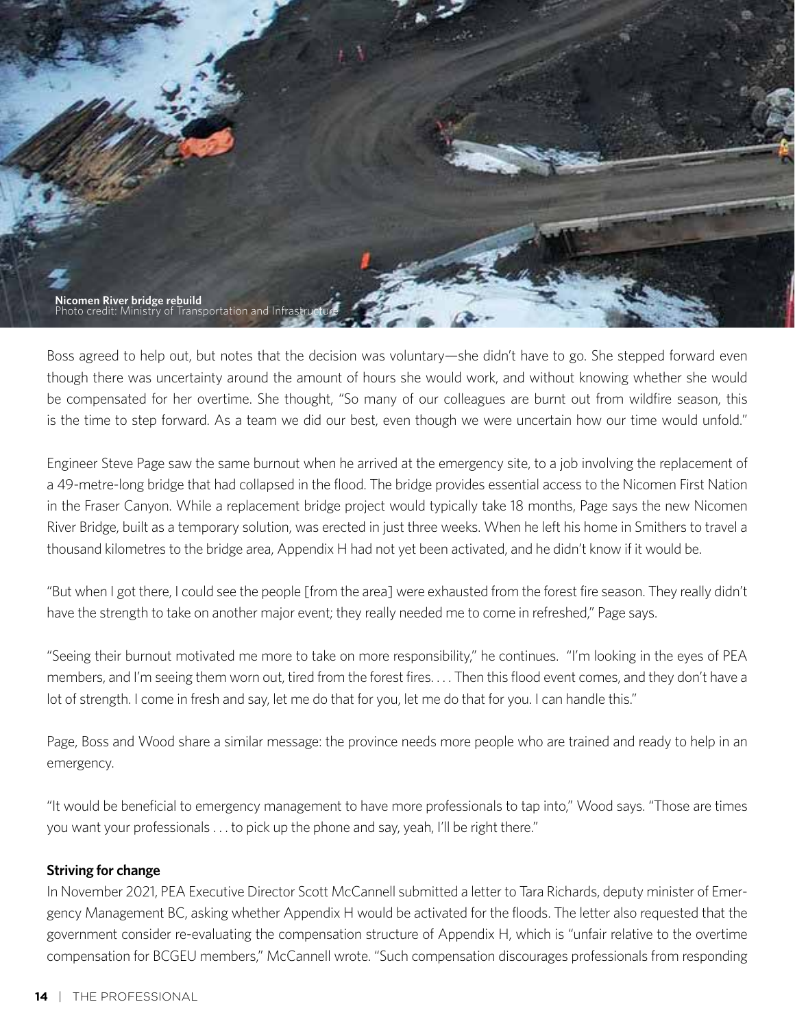**Nicomen River bridge rebuild**
Photo credit: Ministry of Transportation and Infrastructure

Boss agreed to help out, but notes that the decision was voluntary—she didn't have to go. She stepped forward even though there was uncertainty around the amount of hours she would work, and without knowing whether she would be compensated for her overtime. She thought, "So many of our colleagues are burnt out from wildfire season, this is the time to step forward. As a team we did our best, even though we were uncertain how our time would unfold."

Engineer Steve Page saw the same burnout when he arrived at the emergency site, to a job involving the replacement of a 49-metre-long bridge that had collapsed in the flood. The bridge provides essential access to the Nicomen First Nation in the Fraser Canyon. While a replacement bridge project would typically take 18 months, Page says the new Nicomen River Bridge, built as a temporary solution, was erected in just three weeks. When he left his home in Smithers to travel a thousand kilometres to the bridge area, Appendix H had not yet been activated, and he didn't know if it would be.

"But when I got there, I could see the people [from the area] were exhausted from the forest fire season. They really didn't have the strength to take on another major event; they really needed me to come in refreshed," Page says.

"Seeing their burnout motivated me more to take on more responsibility," he continues. "I'm looking in the eyes of PEA members, and I'm seeing them worn out, tired from the forest fires. . . . Then this flood event comes, and they don't have a lot of strength. I come in fresh and say, let me do that for you, let me do that for you. I can handle this."

Page, Boss and Wood share a similar message: the province needs more people who are trained and ready to help in an emergency.

"It would be beneficial to emergency management to have more professionals to tap into," Wood says. "Those are times you want your professionals . . . to pick up the phone and say, yeah, I'll be right there."

**Striving for change**

In November 2021, PEA Executive Director Scott McCannell submitted a letter to Tara Richards, deputy minister of Emergency Management BC, asking whether Appendix H would be activated for the floods. The letter also requested that the government consider re-evaluating the compensation structure of Appendix H, which is "unfair relative to the overtime compensation for BCGEU members," McCannell wrote. "Such compensation discourages professionals from responding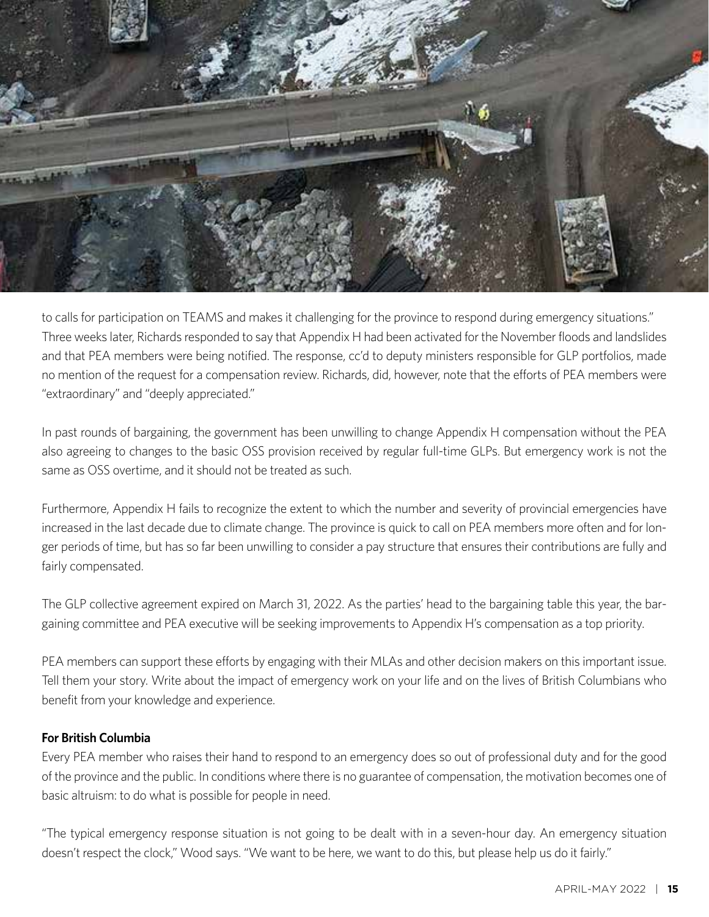to calls for participation on TEAMS and makes it challenging for the province to respond during emergency situations." Three weeks later, Richards responded to say that Appendix H had been activated for the November floods and landslides and that PEA members were being notified. The response, cc'd to deputy ministers responsible for GLP portfolios, made no mention of the request for a compensation review. Richards, did, however, note that the efforts of PEA members were "extraordinary" and "deeply appreciated."

In past rounds of bargaining, the government has been unwilling to change Appendix H compensation without the PEA also agreeing to changes to the basic OSS provision received by regular full-time GLPs. But emergency work is not the same as OSS overtime, and it should not be treated as such.

Furthermore, Appendix H fails to recognize the extent to which the number and severity of provincial emergencies have increased in the last decade due to climate change. The province is quick to call on PEA members more often and for longer periods of time, but has so far been unwilling to consider a pay structure that ensures their contributions are fully and fairly compensated.

The GLP collective agreement expired on March 31, 2022. As the parties' head to the bargaining table this year, the bargaining committee and PEA executive will be seeking improvements to Appendix H's compensation as a top priority.

PEA members can support these efforts by engaging with their MLAs and other decision makers on this important issue. Tell them your story. Write about the impact of emergency work on your life and on the lives of British Columbians who benefit from your knowledge and experience.

**For British Columbia**

Every PEA member who raises their hand to respond to an emergency does so out of professional duty and for the good of the province and the public. In conditions where there is no guarantee of compensation, the motivation becomes one of basic altruism: to do what is possible for people in need.

"The typical emergency response situation is not going to be dealt with in a seven-hour day. An emergency situation doesn't respect the clock," Wood says. "We want to be here, we want to do this, but please help us do it fairly."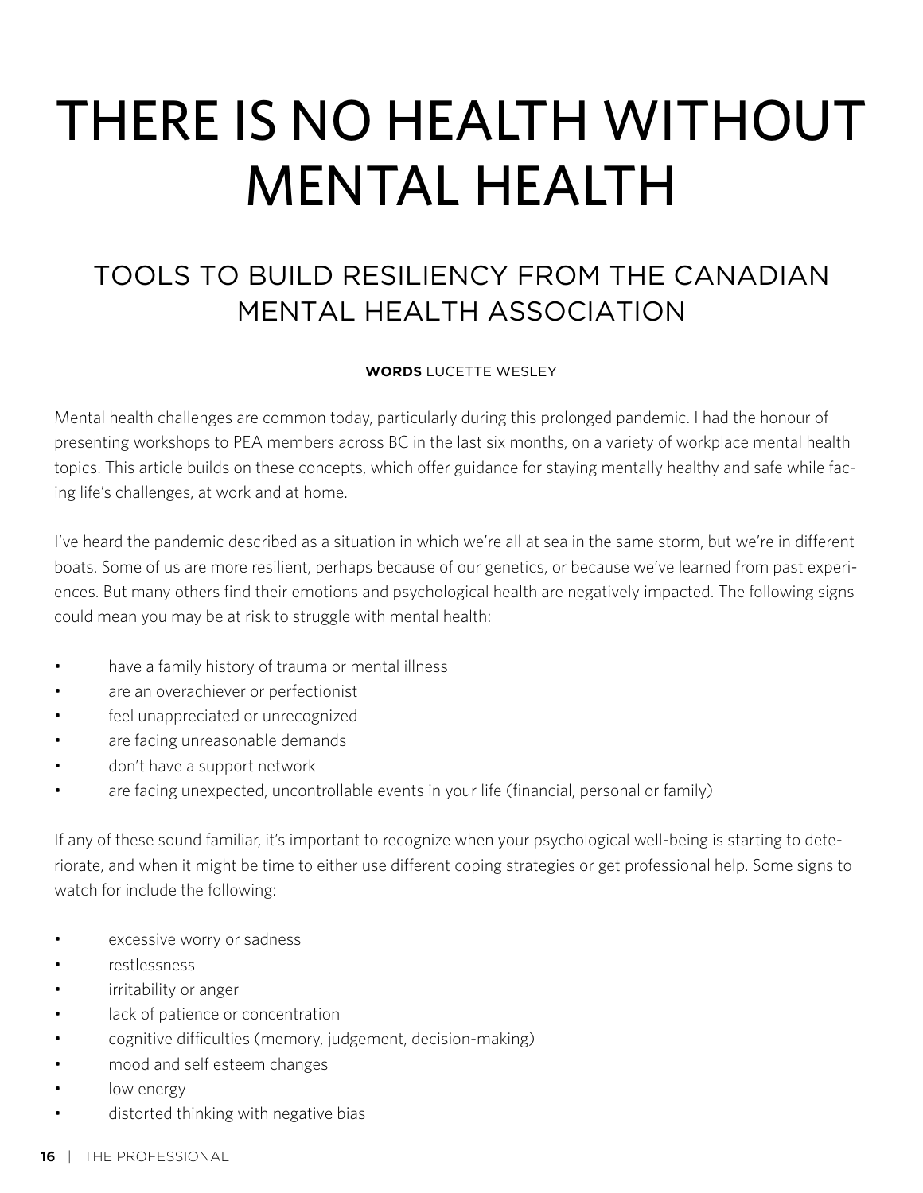# THERE IS NO HEALTH WITHOUT MENTAL HEALTH

## TOOLS TO BUILD RESILIENCY FROM THE CANADIAN MENTAL HEALTH ASSOCIATION

**WORDS** LUCETTE WESLEY

Mental health challenges are common today, particularly during this prolonged pandemic. I had the honour of presenting workshops to PEA members across BC in the last six months, on a variety of workplace mental health topics. This article builds on these concepts, which offer guidance for staying mentally healthy and safe while facing life's challenges, at work and at home.

I've heard the pandemic described as a situation in which we're all at sea in the same storm, but we're in different boats. Some of us are more resilient, perhaps because of our genetics, or because we've learned from past experiences. But many others find their emotions and psychological health are negatively impacted. The following signs could mean you may be at risk to struggle with mental health:

- have a family history of trauma or mental illness
- are an overachiever or perfectionist
- feel unappreciated or unrecognized
- are facing unreasonable demands
- don't have a support network
- are facing unexpected, uncontrollable events in your life (financial, personal or family)

If any of these sound familiar, it's important to recognize when your psychological well-being is starting to deteriorate, and when it might be time to either use different coping strategies or get professional help. Some signs to watch for include the following:

- excessive worry or sadness
- restlessness
- irritability or anger
- lack of patience or concentration
- cognitive difficulties (memory, judgement, decision-making)
- mood and self esteem changes
- low energy
- distorted thinking with negative bias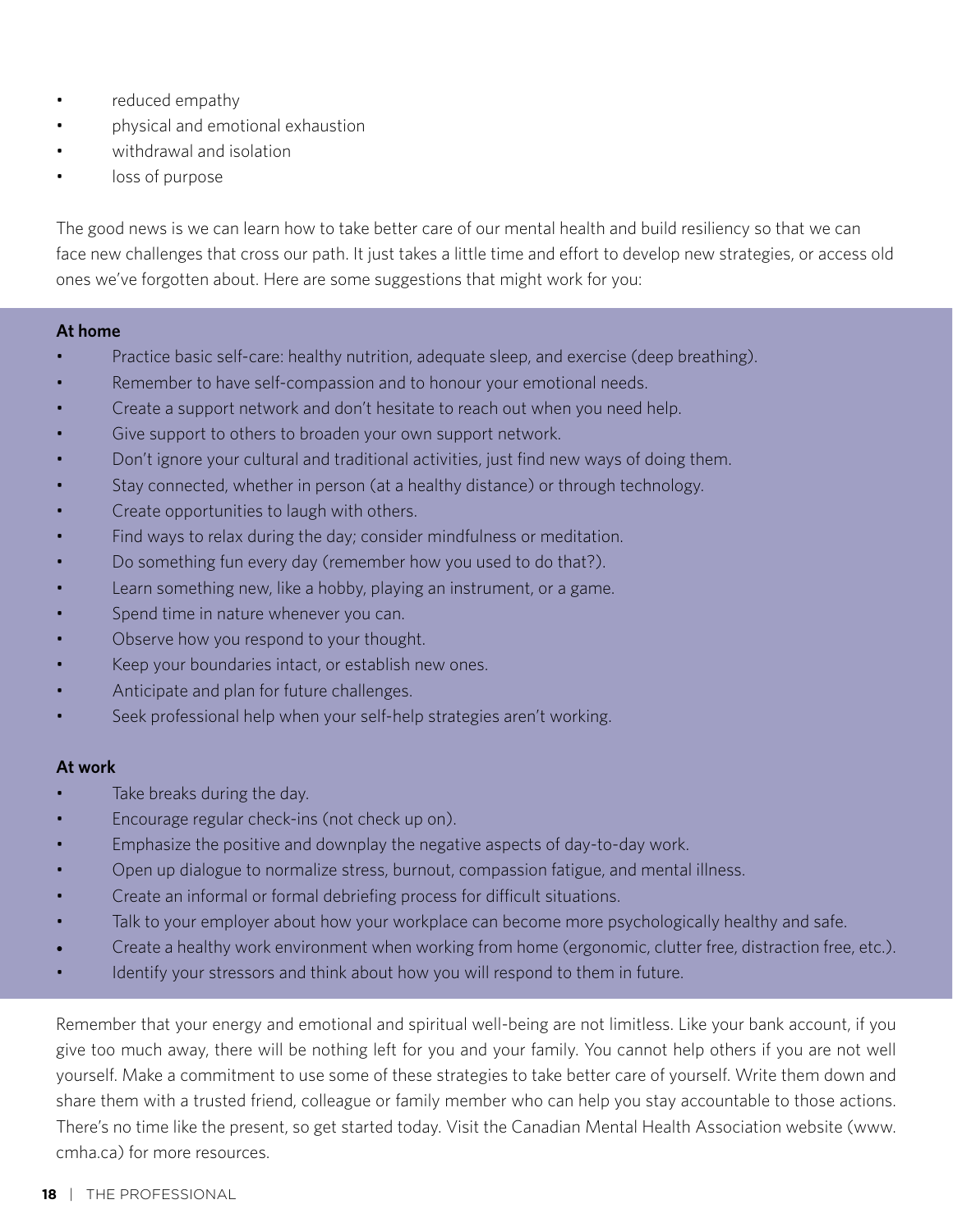- reduced empathy
- physical and emotional exhaustion
- withdrawal and isolation
- loss of purpose

The good news is we can learn how to take better care of our mental health and build resiliency so that we can face new challenges that cross our path. It just takes a little time and effort to develop new strategies, or access old ones we've forgotten about. Here are some suggestions that might work for you:

**At home**

- Practice basic self-care: healthy nutrition, adequate sleep, and exercise (deep breathing).
- Remember to have self-compassion and to honour your emotional needs.
- Create a support network and don't hesitate to reach out when you need help.
- Give support to others to broaden your own support network.
- Don't ignore your cultural and traditional activities, just find new ways of doing them.
- Stay connected, whether in person (at a healthy distance) or through technology.
- Create opportunities to laugh with others.
- Find ways to relax during the day; consider mindfulness or meditation.
- Do something fun every day (remember how you used to do that?).
- Learn something new, like a hobby, playing an instrument, or a game.
- Spend time in nature whenever you can.
- Observe how you respond to your thought.
- Keep your boundaries intact, or establish new ones.
- Anticipate and plan for future challenges.
- Seek professional help when your self-help strategies aren't working.

**At work**

- Take breaks during the day.
- Encourage regular check-ins (not check up on).
- Emphasize the positive and downplay the negative aspects of day-to-day work.
- Open up dialogue to normalize stress, burnout, compassion fatigue, and mental illness.
- Create an informal or formal debriefing process for difficult situations.
- Talk to your employer about how your workplace can become more psychologically healthy and safe.
- Create a healthy work environment when working from home (ergonomic, clutter free, distraction free, etc.).
- Identify your stressors and think about how you will respond to them in future.

Remember that your energy and emotional and spiritual well-being are not limitless. Like your bank account, if you give too much away, there will be nothing left for you and your family. You cannot help others if you are not well yourself. Make a commitment to use some of these strategies to take better care of yourself. Write them down and share them with a trusted friend, colleague or family member who can help you stay accountable to those actions. There's no time like the present, so get started today. Visit the Canadian Mental Health Association website (www.cmha.ca) for more resources.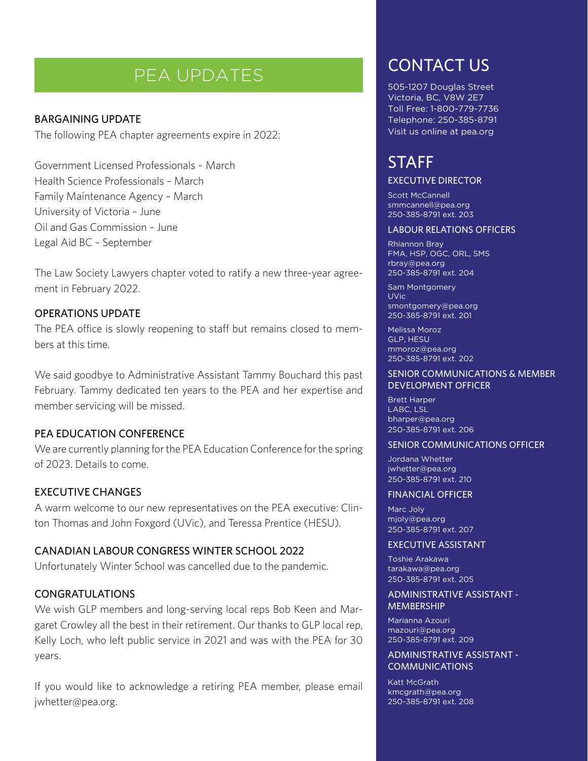# PEA UPDATES

### BARGAINING UPDATE

The following PEA chapter agreements expire in 2022:

Government Licensed Professionals – March
Health Science Professionals – March
Family Maintenance Agency – March
University of Victoria – June
Oil and Gas Commission – June
Legal Aid BC – September

The Law Society Lawyers chapter voted to ratify a new three-year agreement in February 2022.

### OPERATIONS UPDATE

The PEA office is slowly reopening to staff but remains closed to members at this time.

We said goodbye to Administrative Assistant Tammy Bouchard this past February. Tammy dedicated ten years to the PEA and her expertise and member servicing will be missed.

### PEA EDUCATION CONFERENCE

We are currently planning for the PEA Education Conference for the spring of 2023. Details to come.

### EXECUTIVE CHANGES

A warm welcome to our new representatives on the PEA executive: Clinton Thomas and John Foxgord (UVic), and Teressa Prentice (HESU).

### CANADIAN LABOUR CONGRESS WINTER SCHOOL 2022

Unfortunately Winter School was cancelled due to the pandemic.

### CONGRATULATIONS

We wish GLP members and long-serving local reps Bob Keen and Margaret Crowley all the best in their retirement. Our thanks to GLP local rep, Kelly Loch, who left public service in 2021 and was with the PEA for 30 years.

If you would like to acknowledge a retiring PEA member, please email jwhetter@pea.org.

## CONTACT US

505-1207 Douglas Street
Victoria, BC, V8W 2E7
Toll Free: 1-800-779-7736
Telephone: 250-385-8791
Visit us online at pea.org

## STAFF

### EXECUTIVE DIRECTOR

Scott McCannell
smmcannell@pea.org
250-385-8791 ext. 203

### LABOUR RELATIONS OFFICERS

Rhiannon Bray
FMA, HSP, OGC, ORL, SMS
rbray@pea.org
250-385-8791 ext. 204

Sam Montgomery
UVic
smontgomery@pea.org
250-385-8791 ext. 201

Melissa Moroz
GLP, HESU
mmoroz@pea.org
250-385-8791 ext. 202

### SENIOR COMMUNICATIONS & MEMBER DEVELOPMENT OFFICER

Brett Harper
LABC, LSL
bharper@pea.org
250-385-8791 ext. 206

### SENIOR COMMUNICATIONS OFFICER

Jordana Whetter
jwhetter@pea.org
250-385-8791 ext. 210

### FINANCIAL OFFICER

Marc Joly
mjoly@pea.org
250-385-8791 ext. 207

### EXECUTIVE ASSISTANT

Toshie Arakawa
tarakawa@pea.org
250-385-8791 ext. 205

### ADMINISTRATIVE ASSISTANT - MEMBERSHIP

Marianna Azouri
mazouri@pea.org
250-385-8791 ext. 209

### ADMINISTRATIVE ASSISTANT - COMMUNICATIONS

Katt McGrath
kmcgrath@pea.org
250-385-8791 ext. 208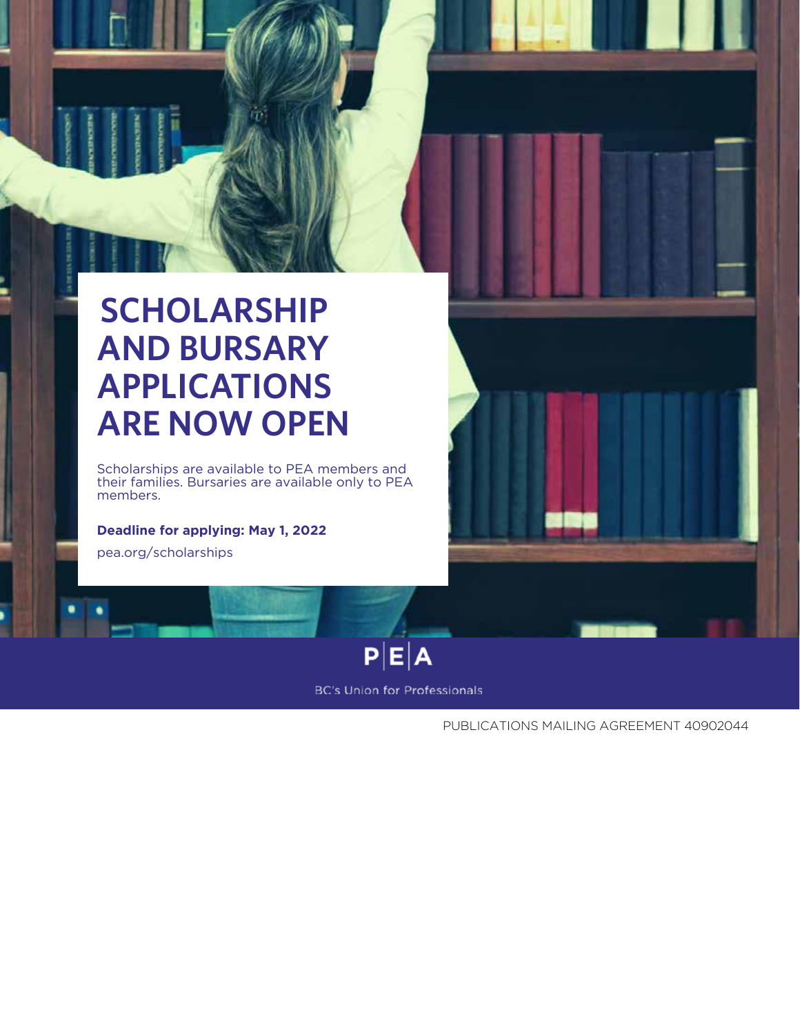# SCHOLARSHIP AND BURSARY APPLICATIONS ARE NOW OPEN

Scholarships are available to PEA members and their families. Bursaries are available only to PEA members.

**Deadline for applying: May 1, 2022**

pea.org/scholarships

P|E|A

BC's Union for Professionals

PUBLICATIONS MAILING AGREEMENT 40902044